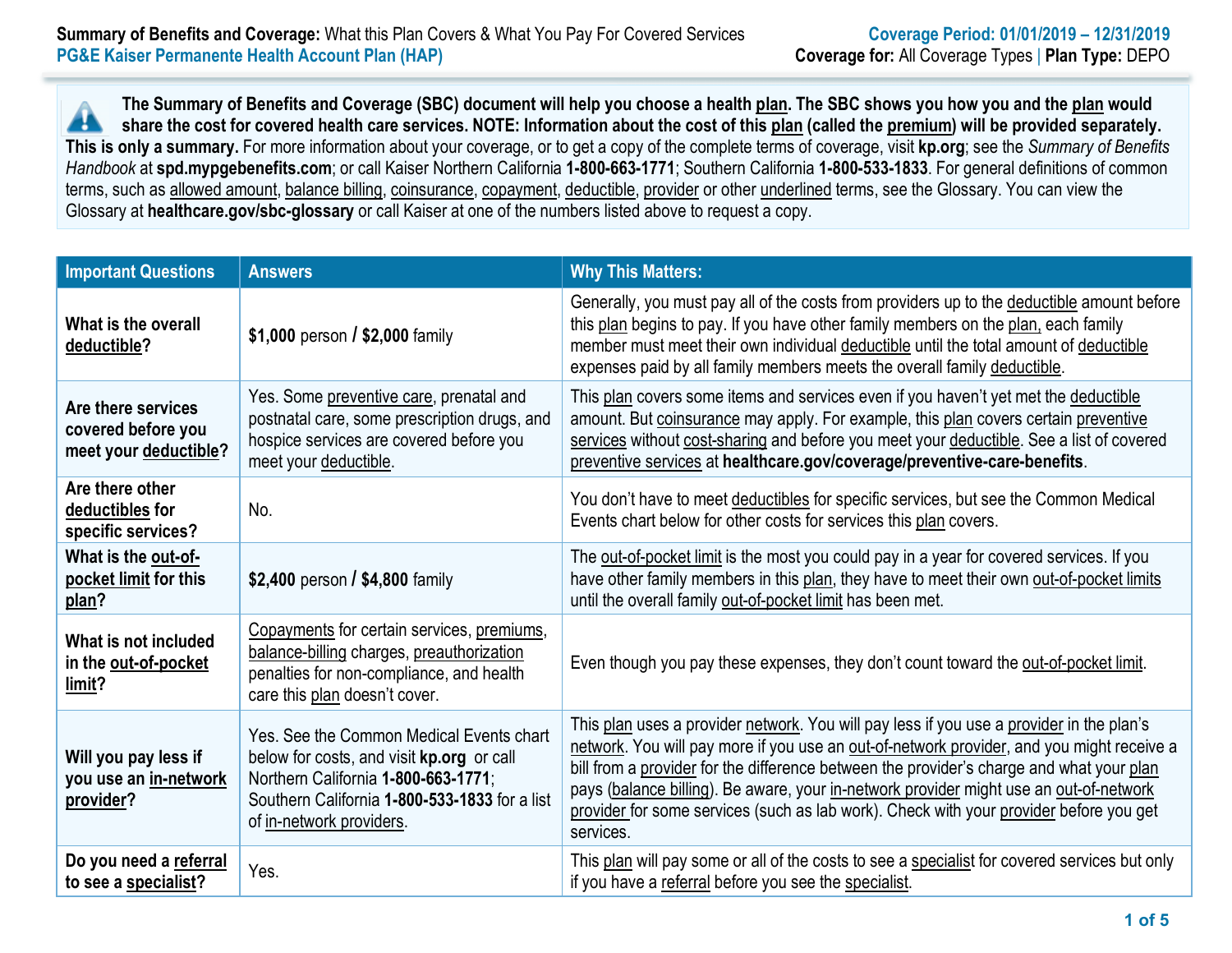**Summary of Benefits and Coverage:** What this Plan Covers & What You Pay For Covered Services
PG&E Kaiser Permanente Health Account Plan (HAP)

Coverage Period: 01/01/2019 – 12/31/2019
**Coverage for:** All Coverage Types | **Plan Type:** DEPO

**The Summary of Benefits and Coverage (SBC) document will help you choose a health plan. The SBC shows you how you and the plan would share the cost for covered health care services. NOTE: Information about the cost of this plan (called the premium) will be provided separately. This is only a summary.** For more information about your coverage, or to get a copy of the complete terms of coverage, visit **kp.org**; see the *Summary of Benefits Handbook* at **spd.mypgebenefits.com**; or call Kaiser Northern California **1-800-663-1771**; Southern California **1-800-533-1833**. For general definitions of common terms, such as allowed amount, balance billing, coinsurance, copayment, deductible, provider or other underlined terms, see the Glossary. You can view the Glossary at **healthcare.gov/sbc-glossary** or call Kaiser at one of the numbers listed above to request a copy.

| Important Questions | Answers | Why This Matters: |
|---|---|---|
| **What is the overall deductible?** | **$1,000** person / **$2,000** family | Generally, you must pay all of the costs from providers up to the deductible amount before this plan begins to pay. If you have other family members on the plan, each family member must meet their own individual deductible until the total amount of deductible expenses paid by all family members meets the overall family deductible. |
| **Are there services covered before you meet your deductible?** | Yes. Some preventive care, prenatal and postnatal care, some prescription drugs, and hospice services are covered before you meet your deductible. | This plan covers some items and services even if you haven't yet met the deductible amount. But coinsurance may apply. For example, this plan covers certain preventive services without cost-sharing and before you meet your deductible. See a list of covered preventive services at **healthcare.gov/coverage/preventive-care-benefits**. |
| **Are there other deductibles for specific services?** | No. | You don't have to meet deductibles for specific services, but see the Common Medical Events chart below for other costs for services this plan covers. |
| **What is the out-of-pocket limit for this plan?** | **$2,400** person / **$4,800** family | The out-of-pocket limit is the most you could pay in a year for covered services. If you have other family members in this plan, they have to meet their own out-of-pocket limits until the overall family out-of-pocket limit has been met. |
| **What is not included in the out-of-pocket limit?** | Copayments for certain services, premiums, balance-billing charges, preauthorization penalties for non-compliance, and health care this plan doesn't cover. | Even though you pay these expenses, they don't count toward the out-of-pocket limit. |
| **Will you pay less if you use an in-network provider?** | Yes. See the Common Medical Events chart below for costs, and visit **kp.org** or call Northern California **1-800-663-1771**; Southern California **1-800-533-1833** for a list of in-network providers. | This plan uses a provider network. You will pay less if you use a provider in the plan's network. You will pay more if you use an out-of-network provider, and you might receive a bill from a provider for the difference between the provider's charge and what your plan pays (balance billing). Be aware, your in-network provider might use an out-of-network provider for some services (such as lab work). Check with your provider before you get services. |
| **Do you need a referral to see a specialist?** | Yes. | This plan will pay some or all of the costs to see a specialist for covered services but only if you have a referral before you see the specialist. |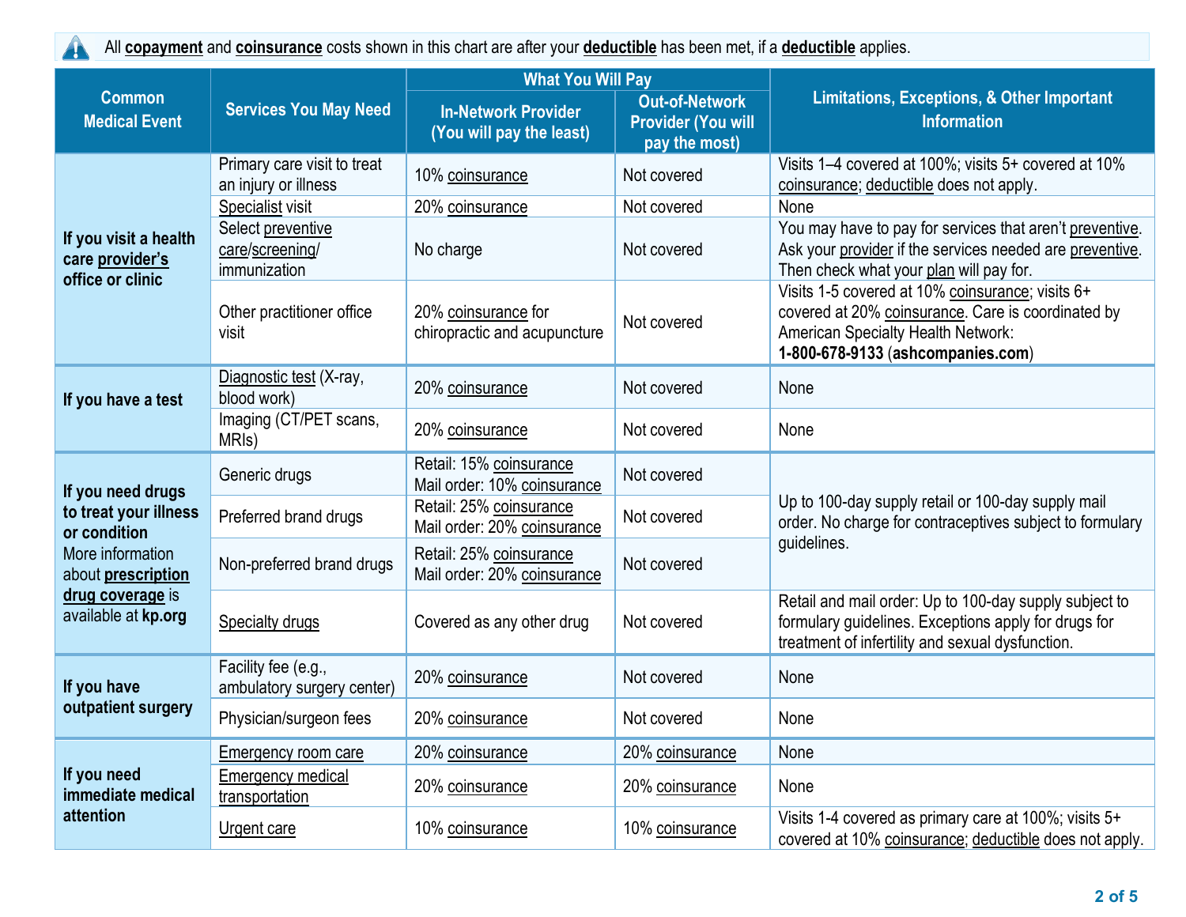All **copayment** and **coinsurance** costs shown in this chart are after your **deductible** has been met, if a **deductible** applies.

| Common Medical Event | Services You May Need | What You Will Pay | | Limitations, Exceptions, & Other Important Information |
|---|---|---|---|---|
| | | In-Network Provider (You will pay the least) | Out-of-Network Provider (You will pay the most) | |
| **If you visit a health care provider's office or clinic** | Primary care visit to treat an injury or illness | 10% coinsurance | Not covered | Visits 1–4 covered at 100%; visits 5+ covered at 10% coinsurance; deductible does not apply. |
| | Specialist visit | 20% coinsurance | Not covered | None |
| | Select preventive care/screening/ immunization | No charge | Not covered | You may have to pay for services that aren't preventive. Ask your provider if the services needed are preventive. Then check what your plan will pay for. |
| | Other practitioner office visit | 20% coinsurance for chiropractic and acupuncture | Not covered | Visits 1-5 covered at 10% coinsurance; visits 6+ covered at 20% coinsurance. Care is coordinated by American Specialty Health Network: **1-800-678-9133** (**ashcompanies.com**) |
| **If you have a test** | Diagnostic test (X-ray, blood work) | 20% coinsurance | Not covered | None |
| | Imaging (CT/PET scans, MRIs) | 20% coinsurance | Not covered | None |
| **If you need drugs to treat your illness or condition** More information about **prescription drug coverage** is available at **kp.org** | Generic drugs | Retail: 15% coinsurance Mail order: 10% coinsurance | Not covered | Up to 100-day supply retail or 100-day supply mail order. No charge for contraceptives subject to formulary guidelines. |
| | Preferred brand drugs | Retail: 25% coinsurance Mail order: 20% coinsurance | Not covered | |
| | Non-preferred brand drugs | Retail: 25% coinsurance Mail order: 20% coinsurance | Not covered | |
| | Specialty drugs | Covered as any other drug | Not covered | Retail and mail order: Up to 100-day supply subject to formulary guidelines. Exceptions apply for drugs for treatment of infertility and sexual dysfunction. |
| **If you have outpatient surgery** | Facility fee (e.g., ambulatory surgery center) | 20% coinsurance | Not covered | None |
| | Physician/surgeon fees | 20% coinsurance | Not covered | None |
| **If you need immediate medical attention** | Emergency room care | 20% coinsurance | 20% coinsurance | None |
| | Emergency medical transportation | 20% coinsurance | 20% coinsurance | None |
| | Urgent care | 10% coinsurance | 10% coinsurance | Visits 1-4 covered as primary care at 100%; visits 5+ covered at 10% coinsurance; deductible does not apply. |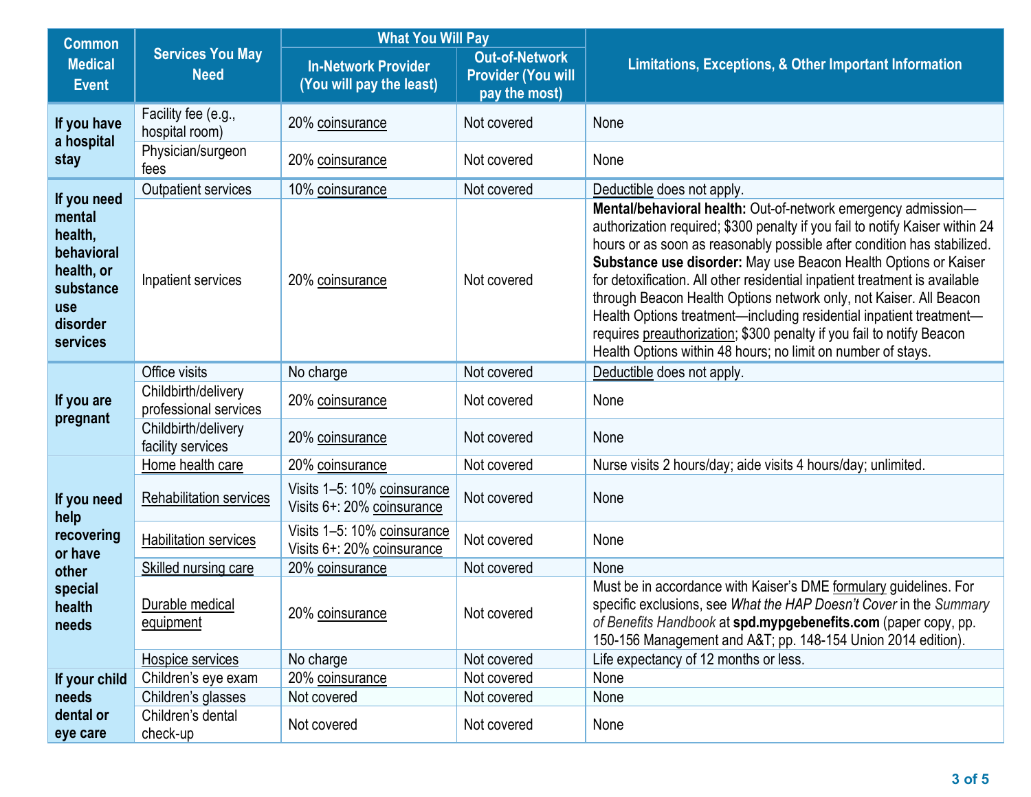| Common Medical Event | Services You May Need | What You Will Pay | | Limitations, Exceptions, & Other Important Information |
|---|---|---|---|---|
| | | In-Network Provider (You will pay the least) | Out-of-Network Provider (You will pay the most) | |
| If you have a hospital stay | Facility fee (e.g., hospital room) | 20% coinsurance | Not covered | None |
| | Physician/surgeon fees | 20% coinsurance | Not covered | None |
| If you need mental health, behavioral health, or substance use disorder services | Outpatient services | 10% coinsurance | Not covered | Deductible does not apply. |
| | Inpatient services | 20% coinsurance | Not covered | **Mental/behavioral health:** Out-of-network emergency admission—authorization required; $300 penalty if you fail to notify Kaiser within 24 hours or as soon as reasonably possible after condition has stabilized. **Substance use disorder:** May use Beacon Health Options or Kaiser for detoxification. All other residential inpatient treatment is available through Beacon Health Options network only, not Kaiser. All Beacon Health Options treatment—including residential inpatient treatment—requires preauthorization; $300 penalty if you fail to notify Beacon Health Options within 48 hours; no limit on number of stays. |
| If you are pregnant | Office visits | No charge | Not covered | Deductible does not apply. |
| | Childbirth/delivery professional services | 20% coinsurance | Not covered | None |
| | Childbirth/delivery facility services | 20% coinsurance | Not covered | None |
| If you need help recovering or have other special health needs | Home health care | 20% coinsurance | Not covered | Nurse visits 2 hours/day; aide visits 4 hours/day; unlimited. |
| | Rehabilitation services | Visits 1–5: 10% coinsurance<br>Visits 6+: 20% coinsurance | Not covered | None |
| | Habilitation services | Visits 1–5: 10% coinsurance<br>Visits 6+: 20% coinsurance | Not covered | None |
| | Skilled nursing care | 20% coinsurance | Not covered | None |
| | Durable medical equipment | 20% coinsurance | Not covered | Must be in accordance with Kaiser's DME formulary guidelines. For specific exclusions, see *What the HAP Doesn't Cover* in the *Summary of Benefits Handbook* at **spd.mypgebenefits.com** (paper copy, pp. 150-156 Management and A&T; pp. 148-154 Union 2014 edition). |
| | Hospice services | No charge | Not covered | Life expectancy of 12 months or less. |
| If your child needs dental or eye care | Children's eye exam | 20% coinsurance | Not covered | None |
| | Children's glasses | Not covered | Not covered | None |
| | Children's dental check-up | Not covered | Not covered | None |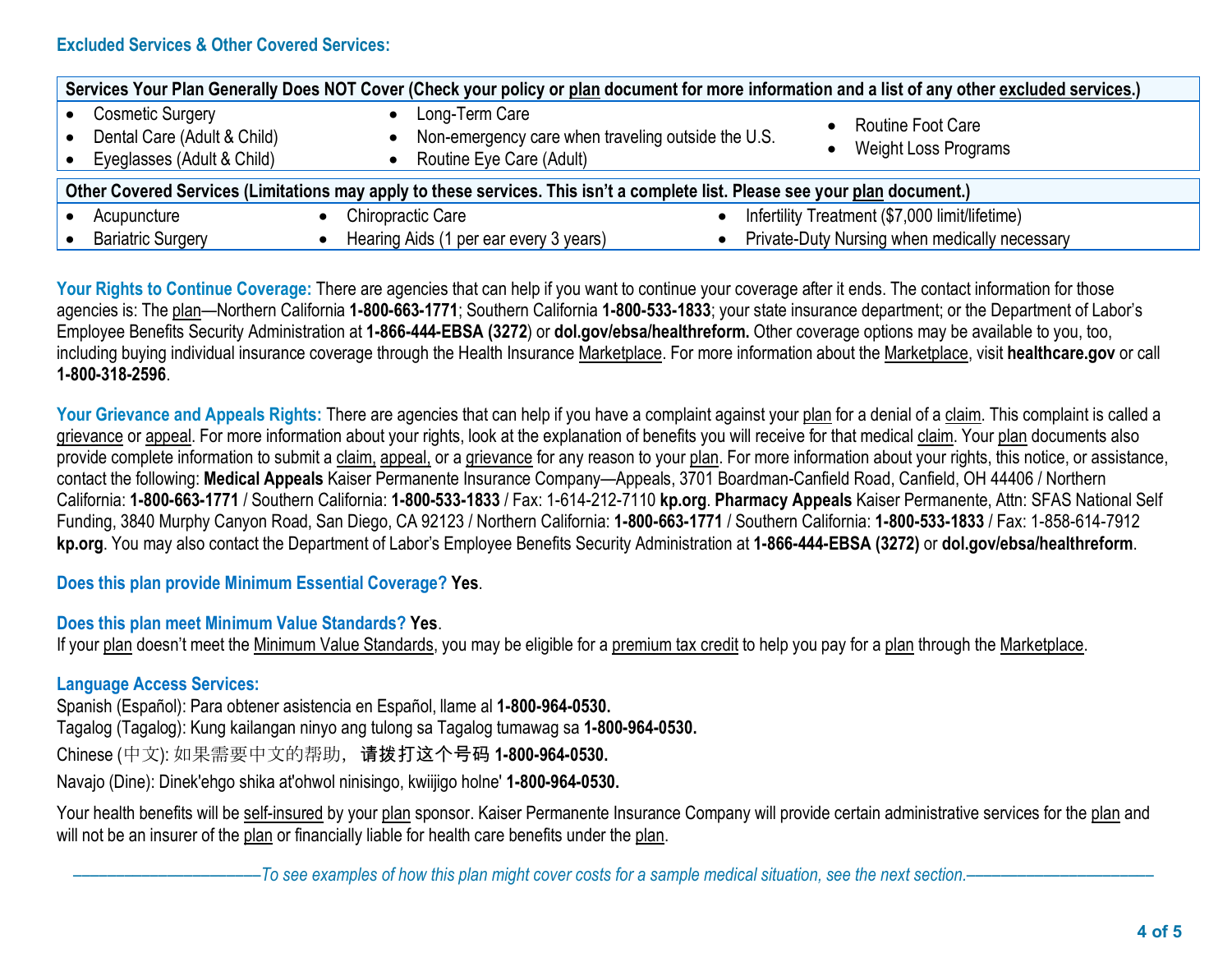## Excluded Services & Other Covered Services:

| Services Your Plan Generally Does NOT Cover (Check your policy or plan document for more information and a list of any other excluded services.) | | |
|---|---|---|
| • Cosmetic Surgery<br>• Dental Care (Adult & Child)<br>• Eyeglasses (Adult & Child) | • Long-Term Care<br>• Non-emergency care when traveling outside the U.S.<br>• Routine Eye Care (Adult) | • Routine Foot Care<br>• Weight Loss Programs |

| Other Covered Services (Limitations may apply to these services. This isn't a complete list. Please see your plan document.) | | |
|---|---|---|
| • Acupuncture<br>• Bariatric Surgery | • Chiropractic Care<br>• Hearing Aids (1 per ear every 3 years) | • Infertility Treatment ($7,000 limit/lifetime)<br>• Private-Duty Nursing when medically necessary |

**Your Rights to Continue Coverage:** There are agencies that can help if you want to continue your coverage after it ends. The contact information for those agencies is: The plan—Northern California **1-800-663-1771**; Southern California **1-800-533-1833**; your state insurance department; or the Department of Labor's Employee Benefits Security Administration at **1-866-444-EBSA (3272**) or **dol.gov/ebsa/healthreform.** Other coverage options may be available to you, too, including buying individual insurance coverage through the Health Insurance Marketplace. For more information about the Marketplace, visit **healthcare.gov** or call **1-800-318-2596**.

**Your Grievance and Appeals Rights:** There are agencies that can help if you have a complaint against your plan for a denial of a claim. This complaint is called a grievance or appeal. For more information about your rights, look at the explanation of benefits you will receive for that medical claim. Your plan documents also provide complete information to submit a claim, appeal, or a grievance for any reason to your plan. For more information about your rights, this notice, or assistance, contact the following: **Medical Appeals** Kaiser Permanente Insurance Company—Appeals, 3701 Boardman-Canfield Road, Canfield, OH 44406 / Northern California: **1-800-663-1771** / Southern California: **1-800-533-1833** / Fax: 1-614-212-7110 **kp.org**. **Pharmacy Appeals** Kaiser Permanente, Attn: SFAS National Self Funding, 3840 Murphy Canyon Road, San Diego, CA 92123 / Northern California: **1-800-663-1771** / Southern California: **1-800-533-1833** / Fax: 1-858-614-7912 **kp.org**. You may also contact the Department of Labor's Employee Benefits Security Administration at **1-866-444-EBSA (3272)** or **dol.gov/ebsa/healthreform**.

**Does this plan provide Minimum Essential Coverage? Yes**.

**Does this plan meet Minimum Value Standards? Yes**.
If your plan doesn't meet the Minimum Value Standards, you may be eligible for a premium tax credit to help you pay for a plan through the Marketplace.

**Language Access Services:**
Spanish (Español): Para obtener asistencia en Español, llame al **1-800-964-0530.**
Tagalog (Tagalog): Kung kailangan ninyo ang tulong sa Tagalog tumawag sa **1-800-964-0530.**
Chinese (中文): 如果需要中文的帮助，**请拨打这个号码 1-800-964-0530.**
Navajo (Dine): Dinek'ehgo shika at'ohwol ninisingo, kwiijigo holne' **1-800-964-0530.**

Your health benefits will be self-insured by your plan sponsor. Kaiser Permanente Insurance Company will provide certain administrative services for the plan and will not be an insurer of the plan or financially liable for health care benefits under the plan.

*——————————To see examples of how this plan might cover costs for a sample medical situation, see the next section.——————————*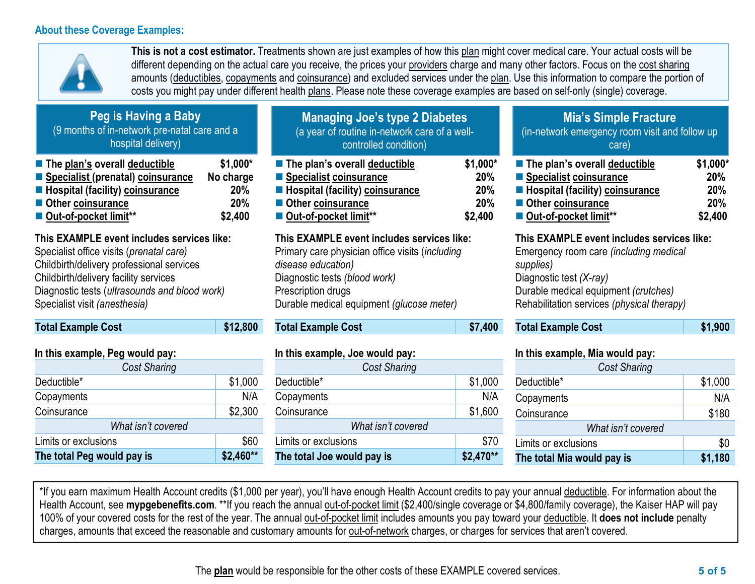## About these Coverage Examples:

**This is not a cost estimator.** Treatments shown are just examples of how this plan might cover medical care. Your actual costs will be different depending on the actual care you receive, the prices your providers charge and many other factors. Focus on the cost sharing amounts (deductibles, copayments and coinsurance) and excluded services under the plan. Use this information to compare the portion of costs you might pay under different health plans. Please note these coverage examples are based on self-only (single) coverage.

### Peg is Having a Baby
(9 months of in-network pre-natal care and a hospital delivery)

| | |
|---|---|
| **The plan's overall deductible** | **$1,000*** |
| **Specialist (prenatal) coinsurance** | **No charge** |
| **Hospital (facility) coinsurance** | **20%** |
| **Other coinsurance** | **20%** |
| **Out-of-pocket limit**** | **$2,400** |

**This EXAMPLE event includes services like:**
Specialist office visits (*prenatal care)*
Childbirth/delivery professional services
Childbirth/delivery facility services
Diagnostic tests (*ultrasounds and blood work)*
Specialist visit *(anesthesia)*

| **Total Example Cost** | **$12,800** |
|---|---|

**In this example, Peg would pay:**

| *Cost Sharing* | |
|---|---|
| Deductible* | $1,000 |
| Copayments | N/A |
| Coinsurance | $2,300 |
| *What isn't covered* | |
| Limits or exclusions | $60 |
| **The total Peg would pay is** | **$2,460**** |

### Managing Joe's type 2 Diabetes
(a year of routine in-network care of a well-controlled condition)

| | |
|---|---|
| **The plan's overall deductible** | **$1,000*** |
| **Specialist coinsurance** | **20%** |
| **Hospital (facility) coinsurance** | **20%** |
| **Other coinsurance** | **20%** |
| **Out-of-pocket limit**** | **$2,400** |

**This EXAMPLE event includes services like:**
Primary care physician office visits (*including disease education)*
Diagnostic tests *(blood work)*
Prescription drugs
Durable medical equipment *(glucose meter)*

| **Total Example Cost** | **$7,400** |
|---|---|

**In this example, Joe would pay:**

| *Cost Sharing* | |
|---|---|
| Deductible* | $1,000 |
| Copayments | N/A |
| Coinsurance | $1,600 |
| *What isn't covered* | |
| Limits or exclusions | $70 |
| **The total Joe would pay is** | **$2,470**** |

### Mia's Simple Fracture
(in-network emergency room visit and follow up care)

| | |
|---|---|
| **The plan's overall deductible** | **$1,000*** |
| **Specialist coinsurance** | **20%** |
| **Hospital (facility) coinsurance** | **20%** |
| **Other coinsurance** | **20%** |
| **Out-of-pocket limit**** | **$2,400** |

**This EXAMPLE event includes services like:**
Emergency room care *(including medical supplies)*
Diagnostic test *(X-ray)*
Durable medical equipment *(crutches)*
Rehabilitation services *(physical therapy)*

| **Total Example Cost** | **$1,900** |
|---|---|

**In this example, Mia would pay:**

| *Cost Sharing* | |
|---|---|
| Deductible* | $1,000 |
| Copayments | N/A |
| Coinsurance | $180 |
| *What isn't covered* | |
| Limits or exclusions | $0 |
| **The total Mia would pay is** | **$1,180** |

*If you earn maximum Health Account credits ($1,000 per year), you'll have enough Health Account credits to pay your annual deductible. For information about the Health Account, see **mypgebenefits.com**. **If you reach the annual out-of-pocket limit ($2,400/single coverage or $4,800/family coverage), the Kaiser HAP will pay 100% of your covered costs for the rest of the year. The annual out-of-pocket limit includes amounts you pay toward your deductible. It **does not include** penalty charges, amounts that exceed the reasonable and customary amounts for out-of-network charges, or charges for services that aren't covered.

The **plan** would be responsible for the other costs of these EXAMPLE covered services.